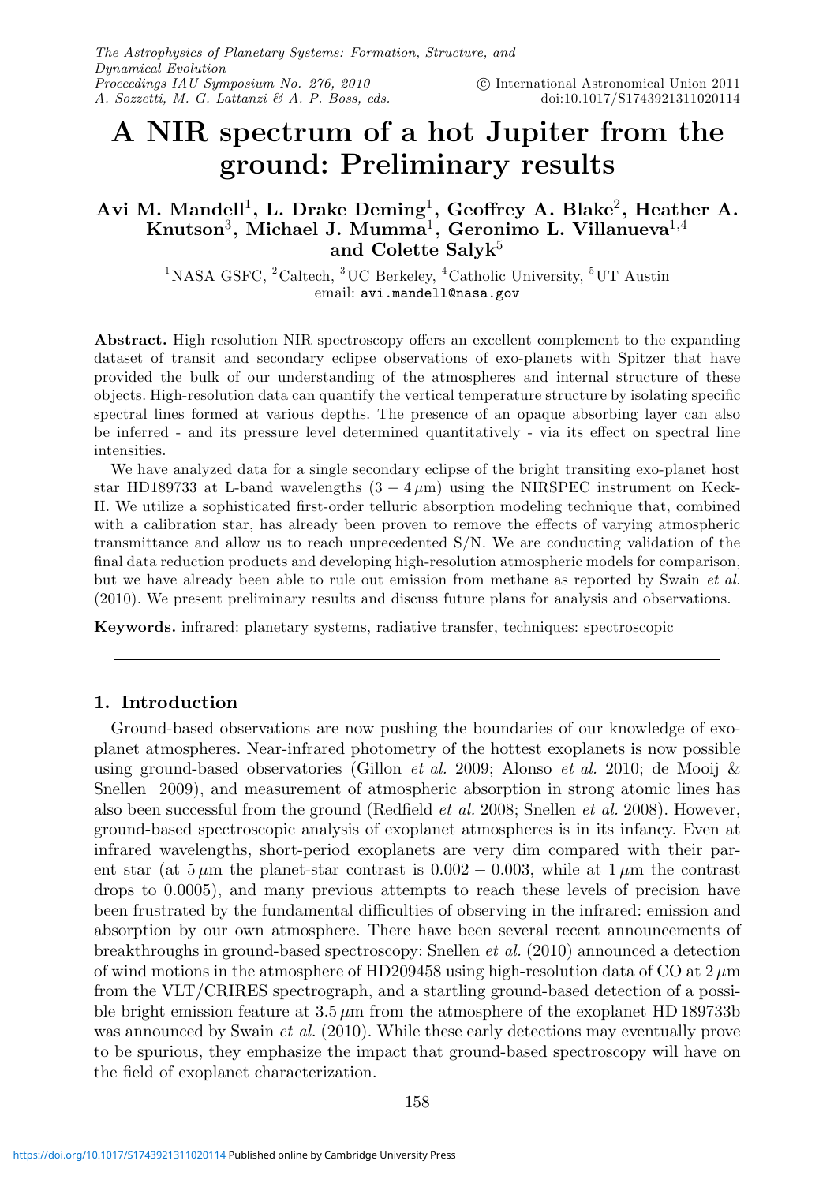# A NIR spectrum of a hot Jupiter from the ground: Preliminary results

**Avi M. Mandell[1], L. Drake Deming[1], Geoffrey A. Blake[2], Heather A. Knutson[3], Michael J. Mumma[1], Geronimo L. Villanueva[1,4] and Colette Salyk[5]**

[1]NASA GSFC, [2]Caltech, [3]UC Berkeley, [4]Catholic University, [5]UT Austin
email: avi.mandell@nasa.gov

**Abstract.** High resolution NIR spectroscopy offers an excellent complement to the expanding dataset of transit and secondary eclipse observations of exo-planets with Spitzer that have provided the bulk of our understanding of the atmospheres and internal structure of these objects. High-resolution data can quantify the vertical temperature structure by isolating specific spectral lines formed at various depths. The presence of an opaque absorbing layer can also be inferred - and its pressure level determined quantitatively - via its effect on spectral line intensities.

We have analyzed data for a single secondary eclipse of the bright transiting exo-planet host star HD189733 at L-band wavelengths ($3 - 4\,\mu$m) using the NIRSPEC instrument on Keck-II. We utilize a sophisticated first-order telluric absorption modeling technique that, combined with a calibration star, has already been proven to remove the effects of varying atmospheric transmittance and allow us to reach unprecedented S/N. We are conducting validation of the final data reduction products and developing high-resolution atmospheric models for comparison, but we have already been able to rule out emission from methane as reported by Swain *et al.* (2010). We present preliminary results and discuss future plans for analysis and observations.

**Keywords.** infrared: planetary systems, radiative transfer, techniques: spectroscopic

## 1. Introduction

Ground-based observations are now pushing the boundaries of our knowledge of exoplanet atmospheres. Near-infrared photometry of the hottest exoplanets is now possible using ground-based observatories (Gillon *et al.* 2009; Alonso *et al.* 2010; de Mooij & Snellen 2009), and measurement of atmospheric absorption in strong atomic lines has also been successful from the ground (Redfield *et al.* 2008; Snellen *et al.* 2008). However, ground-based spectroscopic analysis of exoplanet atmospheres is in its infancy. Even at infrared wavelengths, short-period exoplanets are very dim compared with their parent star (at $5\,\mu$m the planet-star contrast is $0.002 - 0.003$, while at $1\,\mu$m the contrast drops to 0.0005), and many previous attempts to reach these levels of precision have been frustrated by the fundamental difficulties of observing in the infrared: emission and absorption by our own atmosphere. There have been several recent announcements of breakthroughs in ground-based spectroscopy: Snellen *et al.* (2010) announced a detection of wind motions in the atmosphere of HD209458 using high-resolution data of CO at $2\,\mu$m from the VLT/CRIRES spectrograph, and a startling ground-based detection of a possible bright emission feature at $3.5\,\mu$m from the atmosphere of the exoplanet HD 189733b was announced by Swain *et al.* (2010). While these early detections may eventually prove to be spurious, they emphasize the impact that ground-based spectroscopy will have on the field of exoplanet characterization.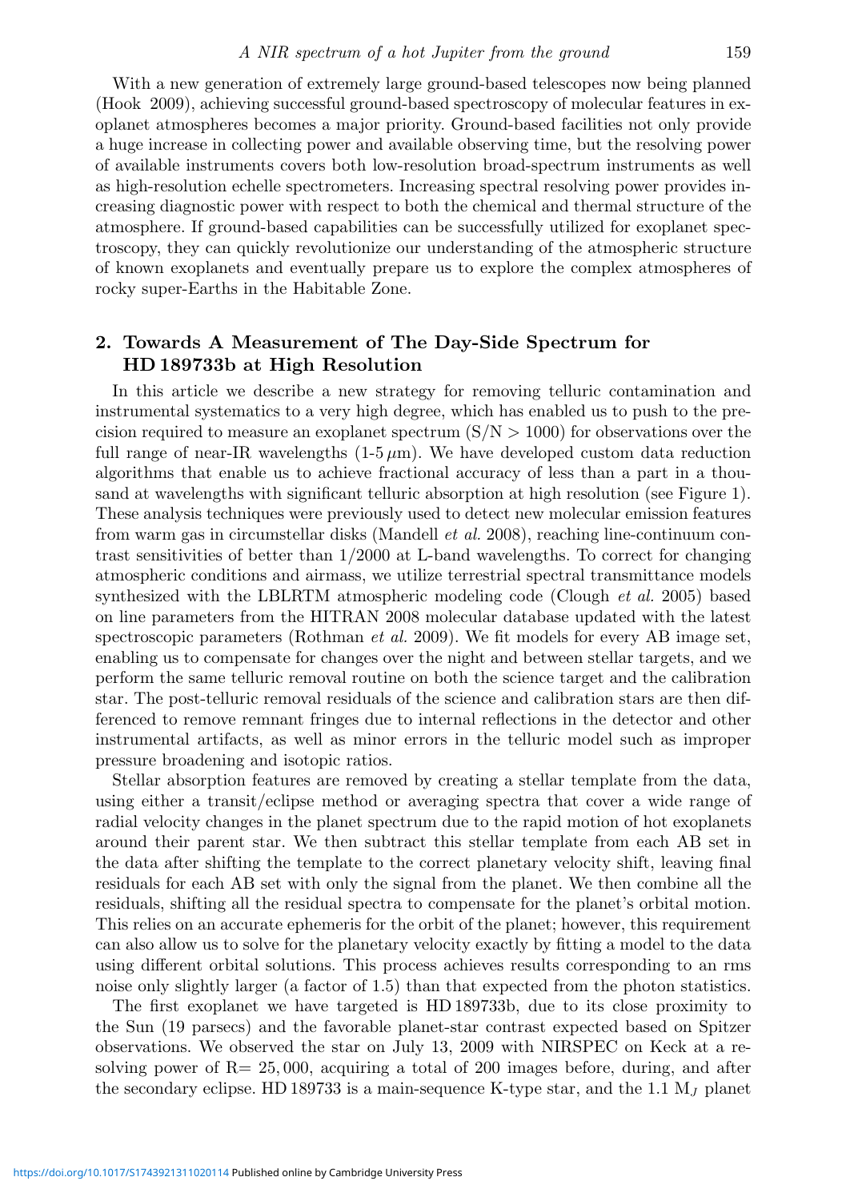With a new generation of extremely large ground-based telescopes now being planned (Hook 2009), achieving successful ground-based spectroscopy of molecular features in exoplanet atmospheres becomes a major priority. Ground-based facilities not only provide a huge increase in collecting power and available observing time, but the resolving power of available instruments covers both low-resolution broad-spectrum instruments as well as high-resolution echelle spectrometers. Increasing spectral resolving power provides increasing diagnostic power with respect to both the chemical and thermal structure of the atmosphere. If ground-based capabilities can be successfully utilized for exoplanet spectroscopy, they can quickly revolutionize our understanding of the atmospheric structure of known exoplanets and eventually prepare us to explore the complex atmospheres of rocky super-Earths in the Habitable Zone.

## 2. Towards A Measurement of The Day-Side Spectrum for HD 189733b at High Resolution

In this article we describe a new strategy for removing telluric contamination and instrumental systematics to a very high degree, which has enabled us to push to the precision required to measure an exoplanet spectrum (S/N > 1000) for observations over the full range of near-IR wavelengths (1-5 $\mu$m). We have developed custom data reduction algorithms that enable us to achieve fractional accuracy of less than a part in a thousand at wavelengths with significant telluric absorption at high resolution (see Figure 1). These analysis techniques were previously used to detect new molecular emission features from warm gas in circumstellar disks (Mandell *et al.* 2008), reaching line-continuum contrast sensitivities of better than 1/2000 at L-band wavelengths. To correct for changing atmospheric conditions and airmass, we utilize terrestrial spectral transmittance models synthesized with the LBLRTM atmospheric modeling code (Clough *et al.* 2005) based on line parameters from the HITRAN 2008 molecular database updated with the latest spectroscopic parameters (Rothman *et al.* 2009). We fit models for every AB image set, enabling us to compensate for changes over the night and between stellar targets, and we perform the same telluric removal routine on both the science target and the calibration star. The post-telluric removal residuals of the science and calibration stars are then differenced to remove remnant fringes due to internal reflections in the detector and other instrumental artifacts, as well as minor errors in the telluric model such as improper pressure broadening and isotopic ratios.

Stellar absorption features are removed by creating a stellar template from the data, using either a transit/eclipse method or averaging spectra that cover a wide range of radial velocity changes in the planet spectrum due to the rapid motion of hot exoplanets around their parent star. We then subtract this stellar template from each AB set in the data after shifting the template to the correct planetary velocity shift, leaving final residuals for each AB set with only the signal from the planet. We then combine all the residuals, shifting all the residual spectra to compensate for the planet's orbital motion. This relies on an accurate ephemeris for the orbit of the planet; however, this requirement can also allow us to solve for the planetary velocity exactly by fitting a model to the data using different orbital solutions. This process achieves results corresponding to an rms noise only slightly larger (a factor of 1.5) than that expected from the photon statistics.

The first exoplanet we have targeted is HD 189733b, due to its close proximity to the Sun (19 parsecs) and the favorable planet-star contrast expected based on Spitzer observations. We observed the star on July 13, 2009 with NIRSPEC on Keck at a resolving power of R= 25,000, acquiring a total of 200 images before, during, and after the secondary eclipse. HD 189733 is a main-sequence K-type star, and the 1.1 $M_J$ planet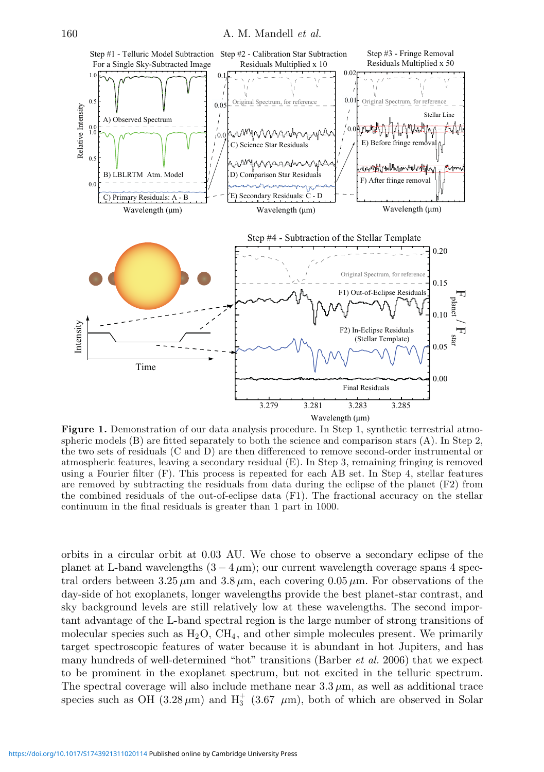Step #1 - Telluric Model Subtraction For a Single Sky-Subtracted Image

Step #2 - Calibration Star Subtraction Residuals Multiplied x 10

Step #3 - Fringe Removal Residuals Multiplied x 50

Relative Intensity

1.0

0.5

0.0

A) Observed Spectrum

B) LBLRTM Atm. Model

C) Primary Residuals: A - B

Wavelength (μm)

0.1

0.05

0.0

Original Spectrum, for reference

C) Science Star Residuals

D) Comparison Star Residuals

E) Secondary Residuals: C - D

Wavelength (μm)

0.02

0.01

0.0

Original Spectrum, for reference

Stellar Line

E) Before fringe removal

F) After fringe removal

Wavelength (μm)

Step #4 - Subtraction of the Stellar Template

Intensity

Time

Original Spectrum, for reference

F1) Out-of-Eclipse Residuals

F2) In-Eclipse Residuals (Stellar Template)

Final Residuals

0.20

0.15

0.10

0.05

0.00

$F_{planet} / F_{star}$

3.279 3.281 3.283 3.285

Wavelength (μm)

**Figure 1.** Demonstration of our data analysis procedure. In Step 1, synthetic terrestrial atmospheric models (B) are fitted separately to both the science and comparison stars (A). In Step 2, the two sets of residuals (C and D) are then differenced to remove second-order instrumental or atmospheric features, leaving a secondary residual (E). In Step 3, remaining fringing is removed using a Fourier filter (F). This process is repeated for each AB set. In Step 4, stellar features are removed by subtracting the residuals from data during the eclipse of the planet (F2) from the combined residuals of the out-of-eclipse data (F1). The fractional accuracy on the stellar continuum in the final residuals is greater than 1 part in 1000.

orbits in a circular orbit at 0.03 AU. We chose to observe a secondary eclipse of the planet at L-band wavelengths ($3-4\,\mu$m); our current wavelength coverage spans 4 spectral orders between $3.25\,\mu$m and $3.8\,\mu$m, each covering $0.05\,\mu$m. For observations of the day-side of hot exoplanets, longer wavelengths provide the best planet-star contrast, and sky background levels are still relatively low at these wavelengths. The second important advantage of the L-band spectral region is the large number of strong transitions of molecular species such as $H_2O$, $CH_4$, and other simple molecules present. We primarily target spectroscopic features of water because it is abundant in hot Jupiters, and has many hundreds of well-determined "hot" transitions (Barber *et al.* 2006) that we expect to be prominent in the exoplanet spectrum, but not excited in the telluric spectrum. The spectral coverage will also include methane near $3.3\,\mu$m, as well as additional trace species such as OH ($3.28\,\mu$m) and $H_3^+$ ($3.67\ \mu$m), both of which are observed in Solar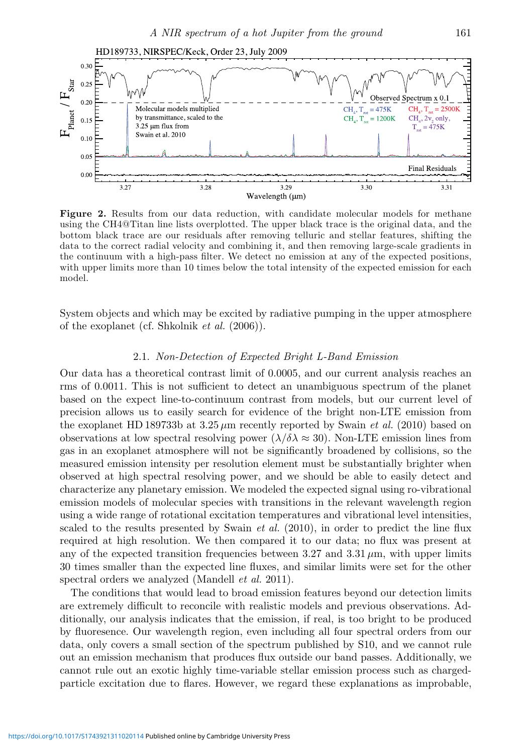HD189733, NIRSPEC/Keck, Order 23, July 2009

$F_{Planet} / F_{Star}$

0.30
0.25
0.20
0.15
0.10
0.05
0.00

Observed Spectrum x 0.1

Molecular models multiplied by transmittance, scaled to the 3.25 μm flux from Swain et al. 2010

$CH_4$, $T_{rot}$ = 475K
$CH_4$, $T_{rot}$ = 1200K
$CH_4$, $T_{rot}$ = 2500K
$CH_4$, $2\nu_2$ only, $T_{rot}$ = 475K

Final Residuals

3.27
3.28
3.29
3.30
3.31

Wavelength (μm)

**Figure 2.** Results from our data reduction, with candidate molecular models for methane using the CH4@Titan line lists overplotted. The upper black trace is the original data, and the bottom black trace are our residuals after removing telluric and stellar features, shifting the data to the correct radial velocity and combining it, and then removing large-scale gradients in the continuum with a high-pass filter. We detect no emission at any of the expected positions, with upper limits more than 10 times below the total intensity of the expected emission for each model.

System objects and which may be excited by radiative pumping in the upper atmosphere of the exoplanet (cf. Shkolnik *et al.* (2006)).

### 2.1. *Non-Detection of Expected Bright L-Band Emission*

Our data has a theoretical contrast limit of 0.0005, and our current analysis reaches an rms of 0.0011. This is not sufficient to detect an unambiguous spectrum of the planet based on the expect line-to-continuum contrast from models, but our current level of precision allows us to easily search for evidence of the bright non-LTE emission from the exoplanet HD 189733b at 3.25 $\mu$m recently reported by Swain *et al.* (2010) based on observations at low spectral resolving power ($\lambda/\delta\lambda \approx 30$). Non-LTE emission lines from gas in an exoplanet atmosphere will not be significantly broadened by collisions, so the measured emission intensity per resolution element must be substantially brighter when observed at high spectral resolving power, and we should be able to easily detect and characterize any planetary emission. We modeled the expected signal using ro-vibrational emission models of molecular species with transitions in the relevant wavelength region using a wide range of rotational excitation temperatures and vibrational level intensities, scaled to the results presented by Swain *et al.* (2010), in order to predict the line flux required at high resolution. We then compared it to our data; no flux was present at any of the expected transition frequencies between 3.27 and 3.31 $\mu$m, with upper limits 30 times smaller than the expected line fluxes, and similar limits were set for the other spectral orders we analyzed (Mandell *et al.* 2011).

The conditions that would lead to broad emission features beyond our detection limits are extremely difficult to reconcile with realistic models and previous observations. Additionally, our analysis indicates that the emission, if real, is too bright to be produced by fluoresence. Our wavelength region, even including all four spectral orders from our data, only covers a small section of the spectrum published by S10, and we cannot rule out an emission mechanism that produces flux outside our band passes. Additionally, we cannot rule out an exotic highly time-variable stellar emission process such as charged-particle excitation due to flares. However, we regard these explanations as improbable,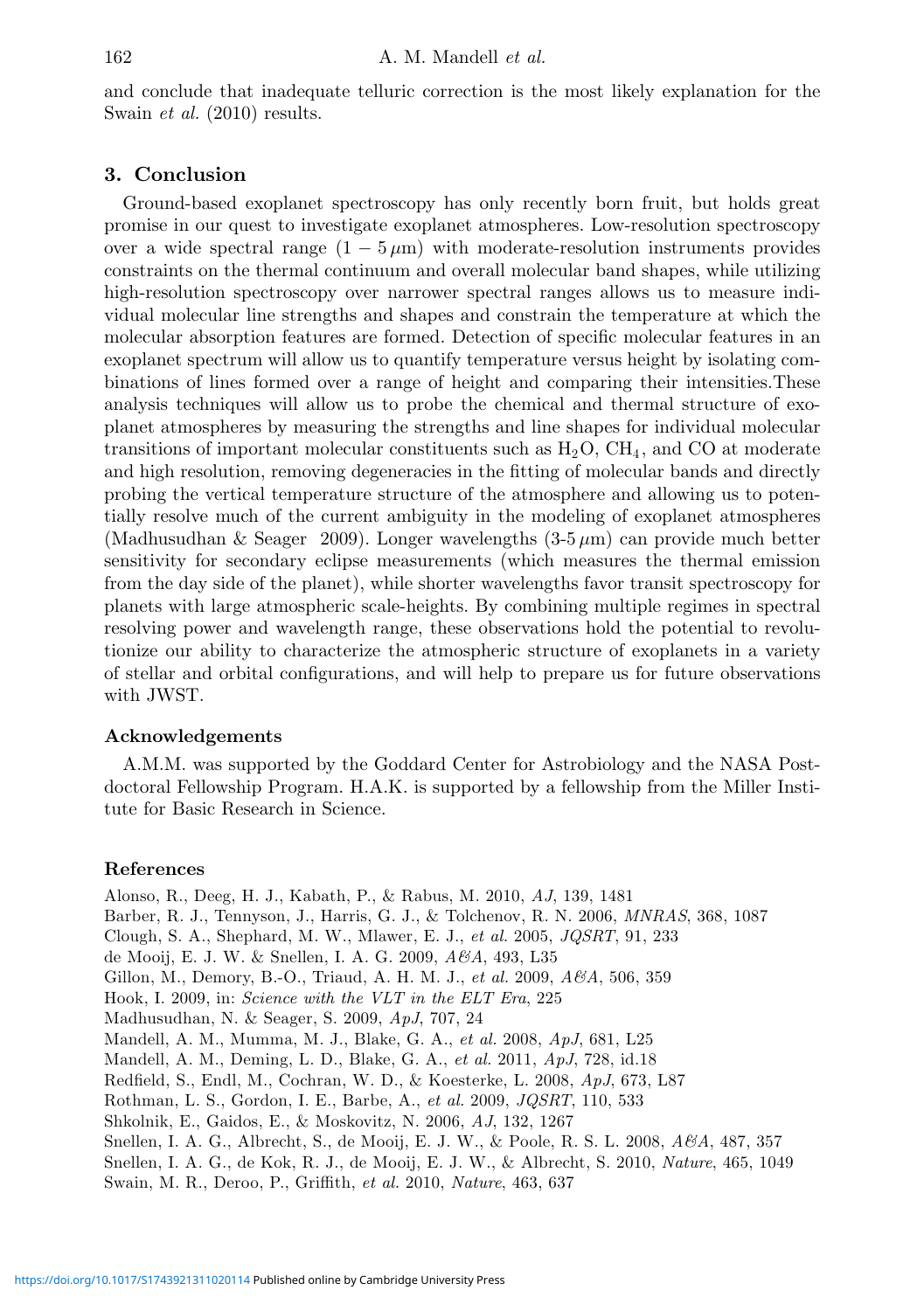and conclude that inadequate telluric correction is the most likely explanation for the Swain *et al.* (2010) results.

## 3. Conclusion

Ground-based exoplanet spectroscopy has only recently born fruit, but holds great promise in our quest to investigate exoplanet atmospheres. Low-resolution spectroscopy over a wide spectral range ($1-5\,\mu$m) with moderate-resolution instruments provides constraints on the thermal continuum and overall molecular band shapes, while utilizing high-resolution spectroscopy over narrower spectral ranges allows us to measure individual molecular line strengths and shapes and constrain the temperature at which the molecular absorption features are formed. Detection of specific molecular features in an exoplanet spectrum will allow us to quantify temperature versus height by isolating combinations of lines formed over a range of height and comparing their intensities.These analysis techniques will allow us to probe the chemical and thermal structure of exoplanet atmospheres by measuring the strengths and line shapes for individual molecular transitions of important molecular constituents such as $H_2O$, $CH_4$, and CO at moderate and high resolution, removing degeneracies in the fitting of molecular bands and directly probing the vertical temperature structure of the atmosphere and allowing us to potentially resolve much of the current ambiguity in the modeling of exoplanet atmospheres (Madhusudhan & Seager 2009). Longer wavelengths (3-5 $\mu$m) can provide much better sensitivity for secondary eclipse measurements (which measures the thermal emission from the day side of the planet), while shorter wavelengths favor transit spectroscopy for planets with large atmospheric scale-heights. By combining multiple regimes in spectral resolving power and wavelength range, these observations hold the potential to revolutionize our ability to characterize the atmospheric structure of exoplanets in a variety of stellar and orbital configurations, and will help to prepare us for future observations with JWST.

### Acknowledgements

A.M.M. was supported by the Goddard Center for Astrobiology and the NASA Postdoctoral Fellowship Program. H.A.K. is supported by a fellowship from the Miller Institute for Basic Research in Science.

### References

Alonso, R., Deeg, H. J., Kabath, P., & Rabus, M. 2010, *AJ*, 139, 1481
Barber, R. J., Tennyson, J., Harris, G. J., & Tolchenov, R. N. 2006, *MNRAS*, 368, 1087
Clough, S. A., Shephard, M. W., Mlawer, E. J., *et al.* 2005, *JQSRT*, 91, 233
de Mooij, E. J. W. & Snellen, I. A. G. 2009, *A&A*, 493, L35
Gillon, M., Demory, B.-O., Triaud, A. H. M. J., *et al.* 2009, *A&A*, 506, 359
Hook, I. 2009, in: *Science with the VLT in the ELT Era*, 225
Madhusudhan, N. & Seager, S. 2009, *ApJ*, 707, 24
Mandell, A. M., Mumma, M. J., Blake, G. A., *et al.* 2008, *ApJ*, 681, L25
Mandell, A. M., Deming, L. D., Blake, G. A., *et al.* 2011, *ApJ*, 728, id.18
Redfield, S., Endl, M., Cochran, W. D., & Koesterke, L. 2008, *ApJ*, 673, L87
Rothman, L. S., Gordon, I. E., Barbe, A., *et al.* 2009, *JQSRT*, 110, 533
Shkolnik, E., Gaidos, E., & Moskovitz, N. 2006, *AJ*, 132, 1267
Snellen, I. A. G., Albrecht, S., de Mooij, E. J. W., & Poole, R. S. L. 2008, *A&A*, 487, 357
Snellen, I. A. G., de Kok, R. J., de Mooij, E. J. W., & Albrecht, S. 2010, *Nature*, 465, 1049
Swain, M. R., Deroo, P., Griffith, *et al.* 2010, *Nature*, 463, 637